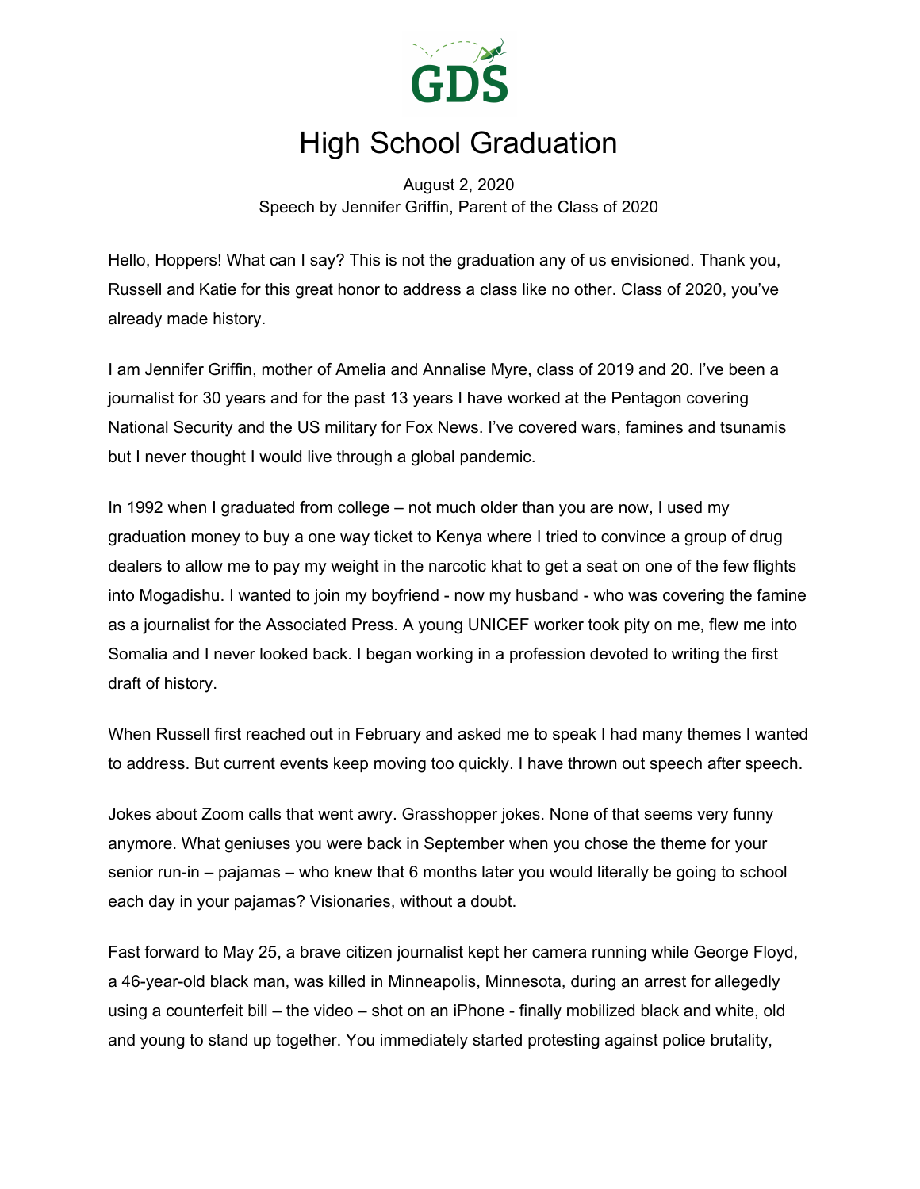GDS

# High School Graduation

August 2, 2020
Speech by Jennifer Griffin, Parent of the Class of 2020

Hello, Hoppers! What can I say? This is not the graduation any of us envisioned. Thank you, Russell and Katie for this great honor to address a class like no other. Class of 2020, you've already made history.

I am Jennifer Griffin, mother of Amelia and Annalise Myre, class of 2019 and 20. I've been a journalist for 30 years and for the past 13 years I have worked at the Pentagon covering National Security and the US military for Fox News. I've covered wars, famines and tsunamis but I never thought I would live through a global pandemic.

In 1992 when I graduated from college – not much older than you are now, I used my graduation money to buy a one way ticket to Kenya where I tried to convince a group of drug dealers to allow me to pay my weight in the narcotic khat to get a seat on one of the few flights into Mogadishu. I wanted to join my boyfriend - now my husband - who was covering the famine as a journalist for the Associated Press. A young UNICEF worker took pity on me, flew me into Somalia and I never looked back. I began working in a profession devoted to writing the first draft of history.

When Russell first reached out in February and asked me to speak I had many themes I wanted to address. But current events keep moving too quickly. I have thrown out speech after speech.

Jokes about Zoom calls that went awry. Grasshopper jokes. None of that seems very funny anymore. What geniuses you were back in September when you chose the theme for your senior run-in – pajamas – who knew that 6 months later you would literally be going to school each day in your pajamas? Visionaries, without a doubt.

Fast forward to May 25, a brave citizen journalist kept her camera running while George Floyd, a 46-year-old black man, was killed in Minneapolis, Minnesota, during an arrest for allegedly using a counterfeit bill – the video – shot on an iPhone - finally mobilized black and white, old and young to stand up together. You immediately started protesting against police brutality,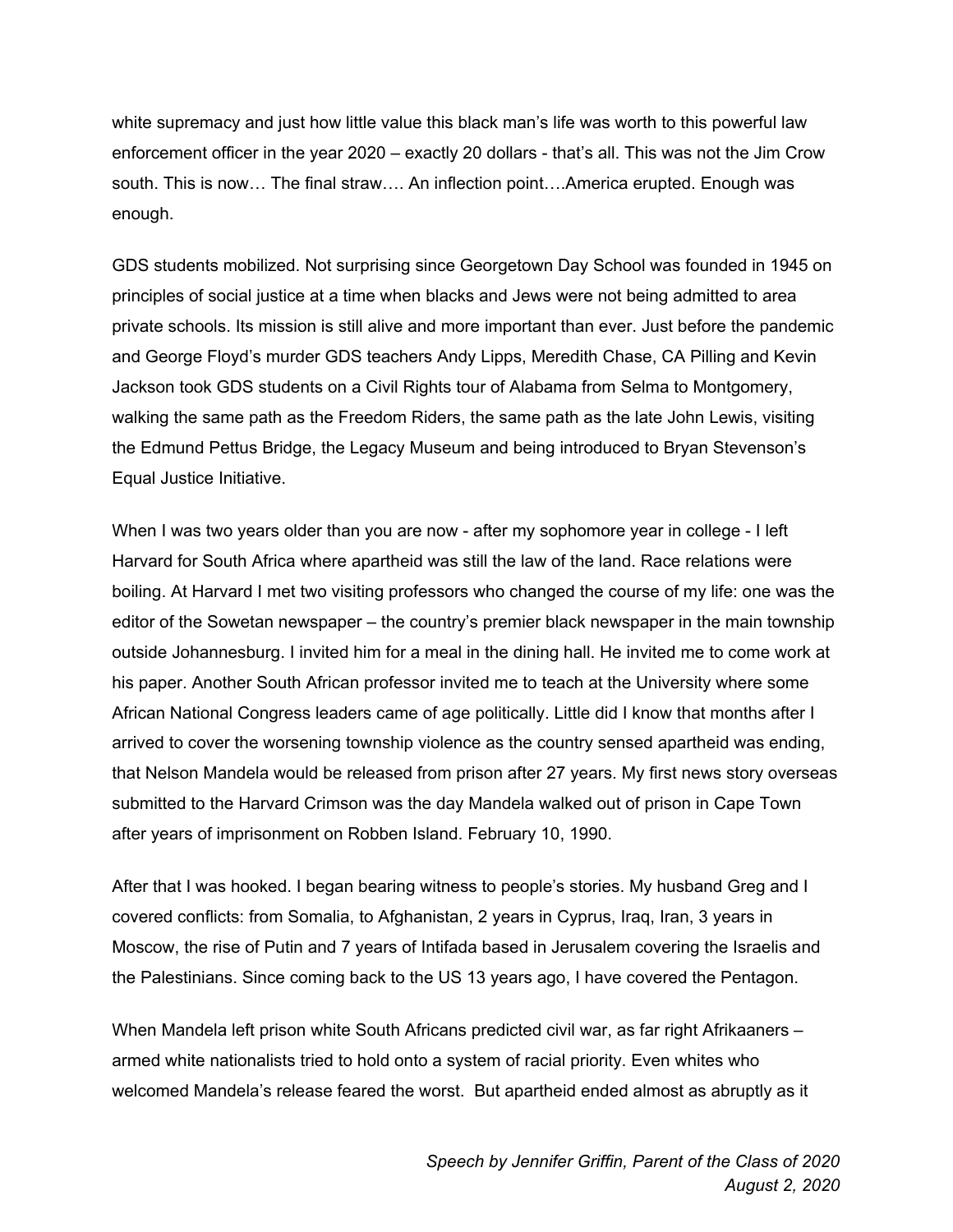white supremacy and just how little value this black man's life was worth to this powerful law enforcement officer in the year 2020 – exactly 20 dollars - that's all. This was not the Jim Crow south. This is now… The final straw…. An inflection point….America erupted. Enough was enough.

GDS students mobilized. Not surprising since Georgetown Day School was founded in 1945 on principles of social justice at a time when blacks and Jews were not being admitted to area private schools. Its mission is still alive and more important than ever. Just before the pandemic and George Floyd's murder GDS teachers Andy Lipps, Meredith Chase, CA Pilling and Kevin Jackson took GDS students on a Civil Rights tour of Alabama from Selma to Montgomery, walking the same path as the Freedom Riders, the same path as the late John Lewis, visiting the Edmund Pettus Bridge, the Legacy Museum and being introduced to Bryan Stevenson's Equal Justice Initiative.

When I was two years older than you are now - after my sophomore year in college - I left Harvard for South Africa where apartheid was still the law of the land. Race relations were boiling. At Harvard I met two visiting professors who changed the course of my life: one was the editor of the Sowetan newspaper – the country's premier black newspaper in the main township outside Johannesburg. I invited him for a meal in the dining hall. He invited me to come work at his paper. Another South African professor invited me to teach at the University where some African National Congress leaders came of age politically. Little did I know that months after I arrived to cover the worsening township violence as the country sensed apartheid was ending, that Nelson Mandela would be released from prison after 27 years. My first news story overseas submitted to the Harvard Crimson was the day Mandela walked out of prison in Cape Town after years of imprisonment on Robben Island. February 10, 1990.

After that I was hooked. I began bearing witness to people's stories. My husband Greg and I covered conflicts: from Somalia, to Afghanistan, 2 years in Cyprus, Iraq, Iran, 3 years in Moscow, the rise of Putin and 7 years of Intifada based in Jerusalem covering the Israelis and the Palestinians. Since coming back to the US 13 years ago, I have covered the Pentagon.

When Mandela left prison white South Africans predicted civil war, as far right Afrikaaners – armed white nationalists tried to hold onto a system of racial priority. Even whites who welcomed Mandela's release feared the worst. But apartheid ended almost as abruptly as it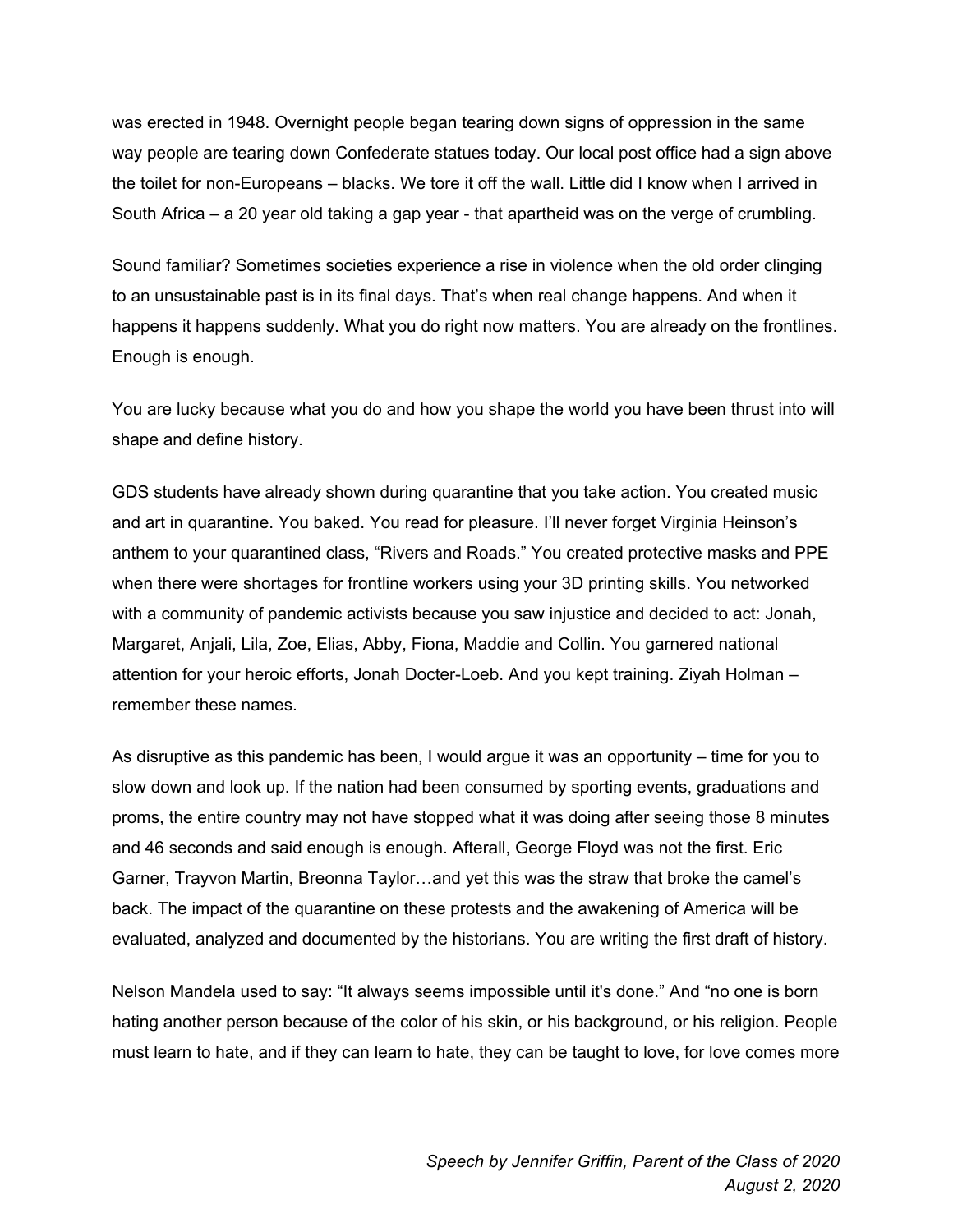was erected in 1948. Overnight people began tearing down signs of oppression in the same way people are tearing down Confederate statues today. Our local post office had a sign above the toilet for non-Europeans – blacks. We tore it off the wall. Little did I know when I arrived in South Africa – a 20 year old taking a gap year - that apartheid was on the verge of crumbling.

Sound familiar? Sometimes societies experience a rise in violence when the old order clinging to an unsustainable past is in its final days. That's when real change happens. And when it happens it happens suddenly. What you do right now matters. You are already on the frontlines. Enough is enough.

You are lucky because what you do and how you shape the world you have been thrust into will shape and define history.

GDS students have already shown during quarantine that you take action. You created music and art in quarantine. You baked. You read for pleasure. I'll never forget Virginia Heinson's anthem to your quarantined class, "Rivers and Roads." You created protective masks and PPE when there were shortages for frontline workers using your 3D printing skills. You networked with a community of pandemic activists because you saw injustice and decided to act: Jonah, Margaret, Anjali, Lila, Zoe, Elias, Abby, Fiona, Maddie and Collin. You garnered national attention for your heroic efforts, Jonah Docter-Loeb. And you kept training. Ziyah Holman – remember these names.

As disruptive as this pandemic has been, I would argue it was an opportunity – time for you to slow down and look up. If the nation had been consumed by sporting events, graduations and proms, the entire country may not have stopped what it was doing after seeing those 8 minutes and 46 seconds and said enough is enough. Afterall, George Floyd was not the first. Eric Garner, Trayvon Martin, Breonna Taylor…and yet this was the straw that broke the camel's back. The impact of the quarantine on these protests and the awakening of America will be evaluated, analyzed and documented by the historians. You are writing the first draft of history.

Nelson Mandela used to say: "It always seems impossible until it's done." And "no one is born hating another person because of the color of his skin, or his background, or his religion. People must learn to hate, and if they can learn to hate, they can be taught to love, for love comes more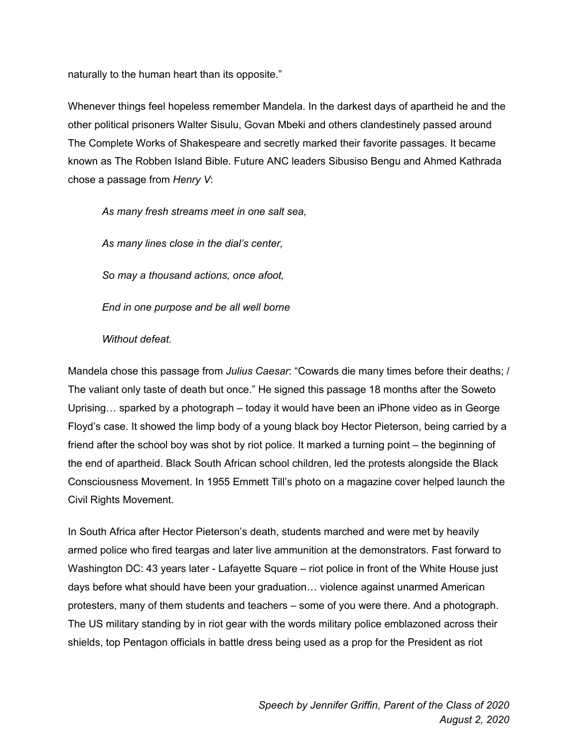naturally to the human heart than its opposite."

Whenever things feel hopeless remember Mandela. In the darkest days of apartheid he and the other political prisoners Walter Sisulu, Govan Mbeki and others clandestinely passed around The Complete Works of Shakespeare and secretly marked their favorite passages. It became known as The Robben Island Bible. Future ANC leaders Sibusiso Bengu and Ahmed Kathrada chose a passage from *Henry V*:

> *As many fresh streams meet in one salt sea,*
>
> *As many lines close in the dial's center,*
>
> *So may a thousand actions, once afoot,*
>
> *End in one purpose and be all well borne*
>
> *Without defeat.*

Mandela chose this passage from *Julius Caesar*: "Cowards die many times before their deaths; / The valiant only taste of death but once." He signed this passage 18 months after the Soweto Uprising… sparked by a photograph – today it would have been an iPhone video as in George Floyd's case. It showed the limp body of a young black boy Hector Pieterson, being carried by a friend after the school boy was shot by riot police. It marked a turning point – the beginning of the end of apartheid. Black South African school children, led the protests alongside the Black Consciousness Movement. In 1955 Emmett Till's photo on a magazine cover helped launch the Civil Rights Movement.

In South Africa after Hector Pieterson's death, students marched and were met by heavily armed police who fired teargas and later live ammunition at the demonstrators. Fast forward to Washington DC: 43 years later - Lafayette Square – riot police in front of the White House just days before what should have been your graduation… violence against unarmed American protesters, many of them students and teachers – some of you were there. And a photograph. The US military standing by in riot gear with the words military police emblazoned across their shields, top Pentagon officials in battle dress being used as a prop for the President as riot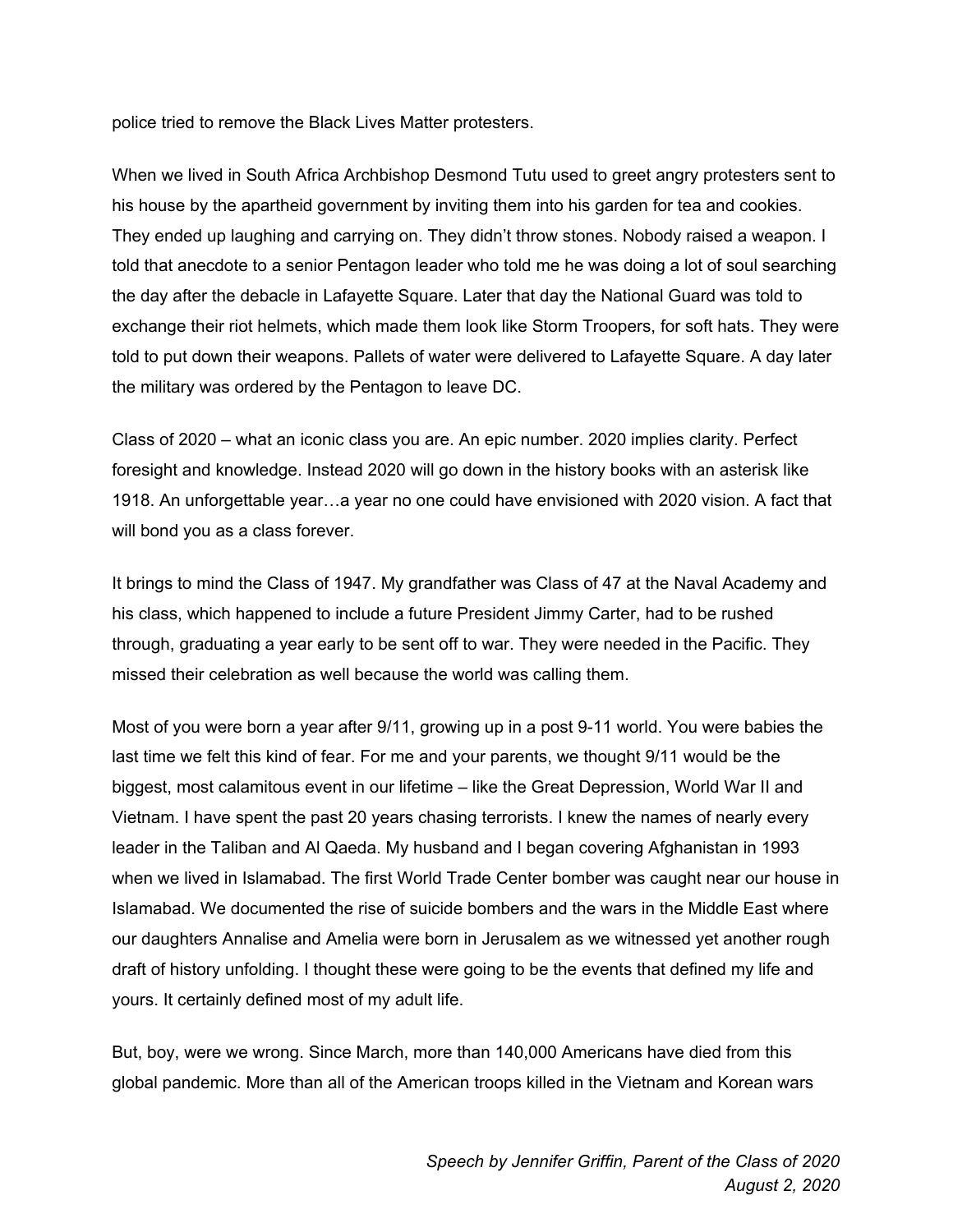police tried to remove the Black Lives Matter protesters.

When we lived in South Africa Archbishop Desmond Tutu used to greet angry protesters sent to his house by the apartheid government by inviting them into his garden for tea and cookies. They ended up laughing and carrying on. They didn't throw stones. Nobody raised a weapon. I told that anecdote to a senior Pentagon leader who told me he was doing a lot of soul searching the day after the debacle in Lafayette Square. Later that day the National Guard was told to exchange their riot helmets, which made them look like Storm Troopers, for soft hats. They were told to put down their weapons. Pallets of water were delivered to Lafayette Square. A day later the military was ordered by the Pentagon to leave DC.

Class of 2020 – what an iconic class you are. An epic number. 2020 implies clarity. Perfect foresight and knowledge. Instead 2020 will go down in the history books with an asterisk like 1918. An unforgettable year…a year no one could have envisioned with 2020 vision. A fact that will bond you as a class forever.

It brings to mind the Class of 1947. My grandfather was Class of 47 at the Naval Academy and his class, which happened to include a future President Jimmy Carter, had to be rushed through, graduating a year early to be sent off to war. They were needed in the Pacific. They missed their celebration as well because the world was calling them.

Most of you were born a year after 9/11, growing up in a post 9-11 world. You were babies the last time we felt this kind of fear. For me and your parents, we thought 9/11 would be the biggest, most calamitous event in our lifetime – like the Great Depression, World War II and Vietnam. I have spent the past 20 years chasing terrorists. I knew the names of nearly every leader in the Taliban and Al Qaeda. My husband and I began covering Afghanistan in 1993 when we lived in Islamabad. The first World Trade Center bomber was caught near our house in Islamabad. We documented the rise of suicide bombers and the wars in the Middle East where our daughters Annalise and Amelia were born in Jerusalem as we witnessed yet another rough draft of history unfolding. I thought these were going to be the events that defined my life and yours. It certainly defined most of my adult life.

But, boy, were we wrong. Since March, more than 140,000 Americans have died from this global pandemic. More than all of the American troops killed in the Vietnam and Korean wars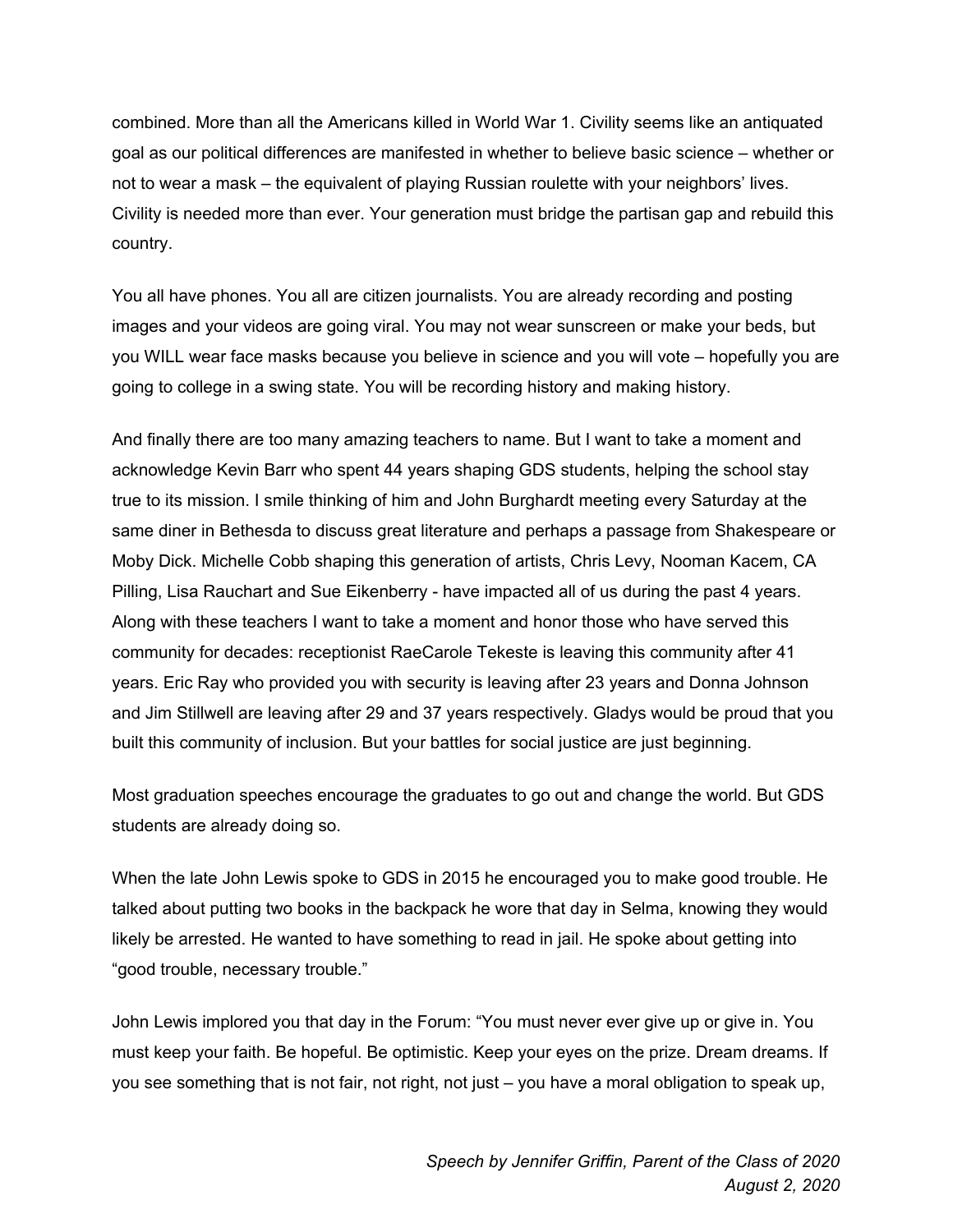combined. More than all the Americans killed in World War 1. Civility seems like an antiquated goal as our political differences are manifested in whether to believe basic science – whether or not to wear a mask – the equivalent of playing Russian roulette with your neighbors' lives. Civility is needed more than ever. Your generation must bridge the partisan gap and rebuild this country.

You all have phones. You all are citizen journalists. You are already recording and posting images and your videos are going viral. You may not wear sunscreen or make your beds, but you WILL wear face masks because you believe in science and you will vote – hopefully you are going to college in a swing state. You will be recording history and making history.

And finally there are too many amazing teachers to name. But I want to take a moment and acknowledge Kevin Barr who spent 44 years shaping GDS students, helping the school stay true to its mission. I smile thinking of him and John Burghardt meeting every Saturday at the same diner in Bethesda to discuss great literature and perhaps a passage from Shakespeare or Moby Dick. Michelle Cobb shaping this generation of artists, Chris Levy, Nooman Kacem, CA Pilling, Lisa Rauchart and Sue Eikenberry - have impacted all of us during the past 4 years. Along with these teachers I want to take a moment and honor those who have served this community for decades: receptionist RaeCarole Tekeste is leaving this community after 41 years. Eric Ray who provided you with security is leaving after 23 years and Donna Johnson and Jim Stillwell are leaving after 29 and 37 years respectively. Gladys would be proud that you built this community of inclusion. But your battles for social justice are just beginning.

Most graduation speeches encourage the graduates to go out and change the world. But GDS students are already doing so.

When the late John Lewis spoke to GDS in 2015 he encouraged you to make good trouble. He talked about putting two books in the backpack he wore that day in Selma, knowing they would likely be arrested. He wanted to have something to read in jail. He spoke about getting into "good trouble, necessary trouble."

John Lewis implored you that day in the Forum: "You must never ever give up or give in. You must keep your faith. Be hopeful. Be optimistic. Keep your eyes on the prize. Dream dreams. If you see something that is not fair, not right, not just – you have a moral obligation to speak up,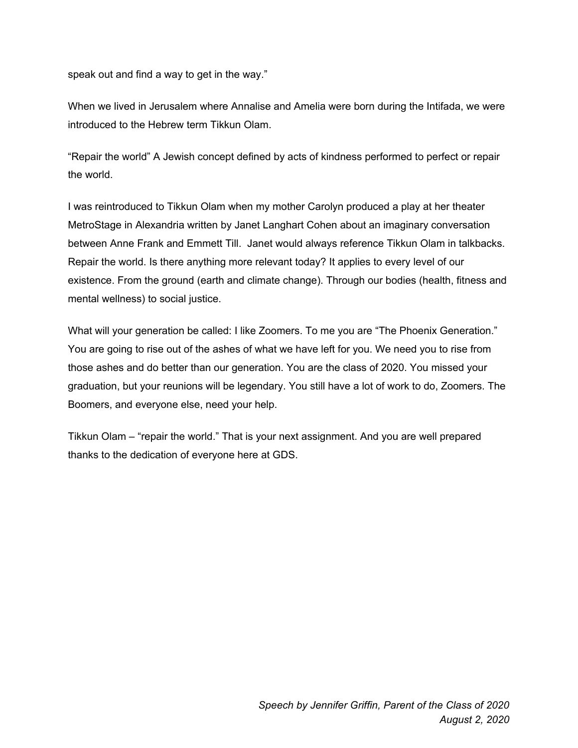speak out and find a way to get in the way."

When we lived in Jerusalem where Annalise and Amelia were born during the Intifada, we were introduced to the Hebrew term Tikkun Olam.

"Repair the world" A Jewish concept defined by acts of kindness performed to perfect or repair the world.

I was reintroduced to Tikkun Olam when my mother Carolyn produced a play at her theater MetroStage in Alexandria written by Janet Langhart Cohen about an imaginary conversation between Anne Frank and Emmett Till.  Janet would always reference Tikkun Olam in talkbacks. Repair the world. Is there anything more relevant today? It applies to every level of our existence. From the ground (earth and climate change). Through our bodies (health, fitness and mental wellness) to social justice.

What will your generation be called: I like Zoomers. To me you are "The Phoenix Generation." You are going to rise out of the ashes of what we have left for you. We need you to rise from those ashes and do better than our generation. You are the class of 2020. You missed your graduation, but your reunions will be legendary. You still have a lot of work to do, Zoomers. The Boomers, and everyone else, need your help.

Tikkun Olam – "repair the world." That is your next assignment. And you are well prepared thanks to the dedication of everyone here at GDS.

*Speech by Jennifer Griffin, Parent of the Class of 2020*
*August 2, 2020*